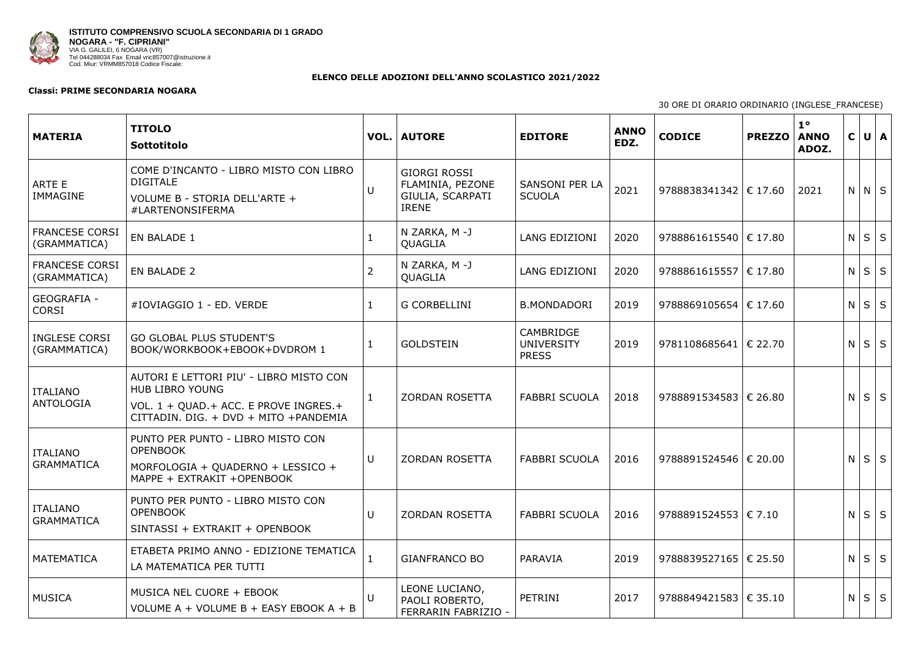**ISTITUTO COMPRENSIVO SCUOLA SECONDARIA DI 1 GRADO**
**NOGARA - "F. CIPRIANI"**
VIA G. GALILEI, 6 NOGARA (VR)
Tel 044288034 Fax Email vric857007@istruzione.it
Cod. Miur: VRMM857018 Codice Fiscale:

**ELENCO DELLE ADOZIONI DELL'ANNO SCOLASTICO 2021/2022**

**Classi: PRIME SECONDARIA NOGARA**

30 ORE DI ORARIO ORDINARIO (INGLESE_FRANCESE)

| MATERIA | TITOLO Sottotitolo | VOL. | AUTORE | EDITORE | ANNO EDZ. | CODICE | PREZZO | 1° ANNO ADOZ. | C | U | A |
|---|---|---|---|---|---|---|---|---|---|---|---|
| ARTE E IMMAGINE | COME D'INCANTO - LIBRO MISTO CON LIBRO DIGITALE<br>VOLUME B - STORIA DELL'ARTE + #LARTENONSIFERMA | U | GIORGI ROSSI FLAMINIA, PEZONE GIULIA, SCARPATI IRENE | SANSONI PER LA SCUOLA | 2021 | 9788838341342 | € 17.60 | 2021 | N | N | S |
| FRANCESE CORSI (GRAMMATICA) | EN BALADE 1 | 1 | N ZARKA, M -J QUAGLIA | LANG EDIZIONI | 2020 | 9788861615540 | € 17.80 | | N | S | S |
| FRANCESE CORSI (GRAMMATICA) | EN BALADE 2 | 2 | N ZARKA, M -J QUAGLIA | LANG EDIZIONI | 2020 | 9788861615557 | € 17.80 | | N | S | S |
| GEOGRAFIA - CORSI | #IOVIAGGIO 1 - ED. VERDE | 1 | G CORBELLINI | B.MONDADORI | 2019 | 9788869105654 | € 17.60 | | N | S | S |
| INGLESE CORSI (GRAMMATICA) | GO GLOBAL PLUS STUDENT'S BOOK/WORKBOOK+EBOOK+DVDROM 1 | 1 | GOLDSTEIN | CAMBRIDGE UNIVERSITY PRESS | 2019 | 9781108685641 | € 22.70 | | N | S | S |
| ITALIANO ANTOLOGIA | AUTORI E LETTORI PIU' - LIBRO MISTO CON HUB LIBRO YOUNG<br>VOL. 1 + QUAD.+ ACC. E PROVE INGRES.+ CITTADIN. DIG. + DVD + MITO +PANDEMIA | 1 | ZORDAN ROSETTA | FABBRI SCUOLA | 2018 | 9788891534583 | € 26.80 | | N | S | S |
| ITALIANO GRAMMATICA | PUNTO PER PUNTO - LIBRO MISTO CON OPENBOOK<br>MORFOLOGIA + QUADERNO + LESSICO + MAPPE + EXTRAKIT +OPENBOOK | U | ZORDAN ROSETTA | FABBRI SCUOLA | 2016 | 9788891524546 | € 20.00 | | N | S | S |
| ITALIANO GRAMMATICA | PUNTO PER PUNTO - LIBRO MISTO CON OPENBOOK<br>SINTASSI + EXTRAKIT + OPENBOOK | U | ZORDAN ROSETTA | FABBRI SCUOLA | 2016 | 9788891524553 | € 7.10 | | N | S | S |
| MATEMATICA | ETABETA PRIMO ANNO - EDIZIONE TEMATICA<br>LA MATEMATICA PER TUTTI | 1 | GIANFRANCO BO | PARAVIA | 2019 | 9788839527165 | € 25.50 | | N | S | S |
| MUSICA | MUSICA NEL CUORE + EBOOK<br>VOLUME A + VOLUME B + EASY EBOOK A + B | U | LEONE LUCIANO, PAOLI ROBERTO, FERRARIN FABRIZIO - | PETRINI | 2017 | 9788849421583 | € 35.10 | | N | S | S |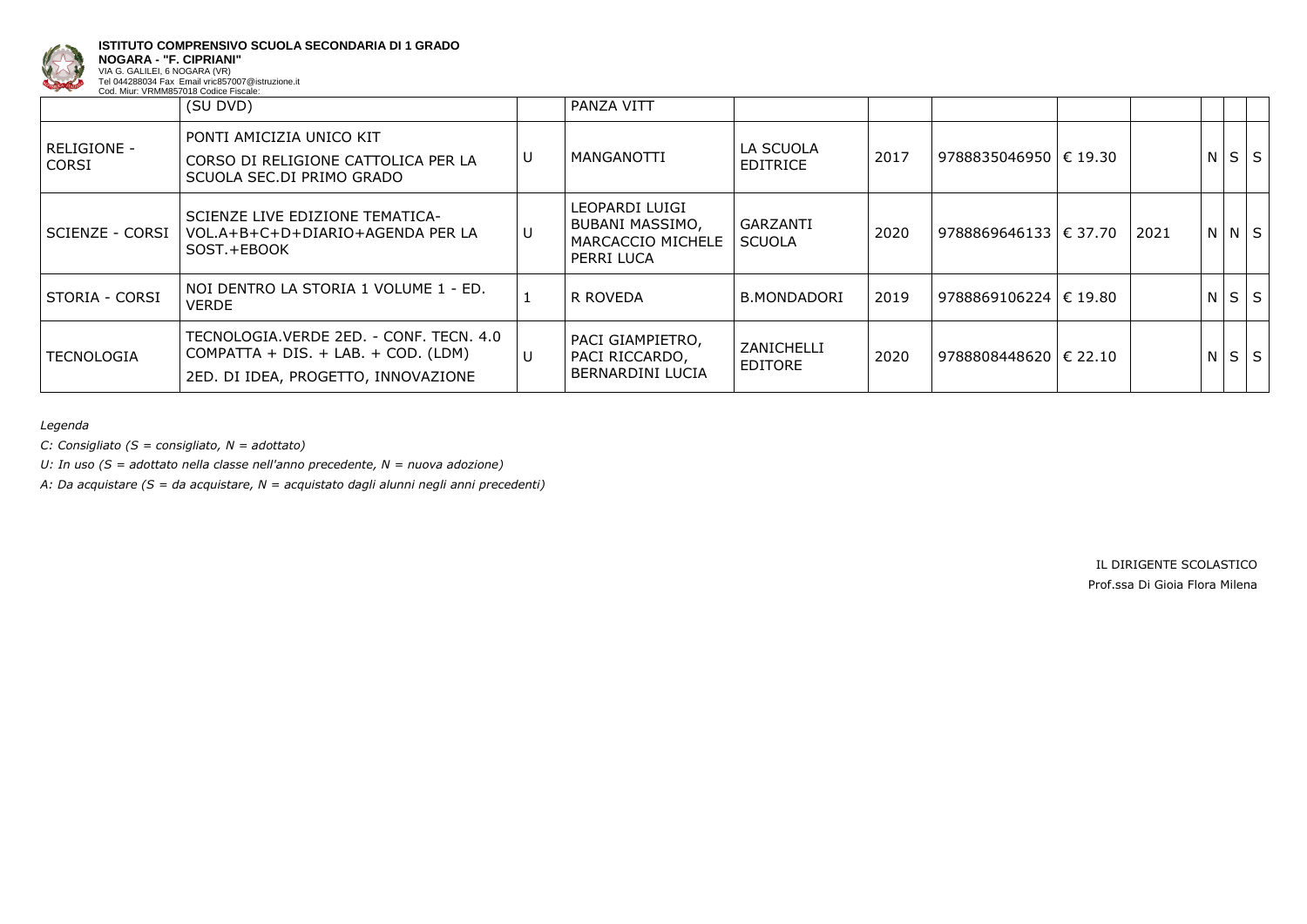**ISTITUTO COMPRENSIVO SCUOLA SECONDARIA DI 1 GRADO**
**NOGARA - "F. CIPRIANI"**
VIA G. GALILEI, 6 NOGARA (VR)
Tel 044288034 Fax Email vric857007@istruzione.it
Cod. Miur: VRMM857018 Codice Fiscale:

| | | | | | | | | | | | |
|---|---|---|---|---|---|---|---|---|---|---|---|
| | (SU DVD) | | PANZA VITT | | | | | | | | |
| RELIGIONE - CORSI | PONTI AMICIZIA UNICO KIT CORSO DI RELIGIONE CATTOLICA PER LA SCUOLA SEC.DI PRIMO GRADO | U | MANGANOTTI | LA SCUOLA EDITRICE | 2017 | 9788835046950 | € 19.30 | | N | S | S |
| SCIENZE - CORSI | SCIENZE LIVE EDIZIONE TEMATICA-VOL.A+B+C+D+DIARIO+AGENDA PER LA SOST.+EBOOK | U | LEOPARDI LUIGI BUBANI MASSIMO, MARCACCIO MICHELE PERRI LUCA | GARZANTI SCUOLA | 2020 | 9788869646133 | € 37.70 | 2021 | N | N | S |
| STORIA - CORSI | NOI DENTRO LA STORIA 1 VOLUME 1 - ED. VERDE | 1 | R ROVEDA | B.MONDADORI | 2019 | 9788869106224 | € 19.80 | | N | S | S |
| TECNOLOGIA | TECNOLOGIA.VERDE 2ED. - CONF. TECN. 4.0 COMPATTA + DIS. + LAB. + COD. (LDM) 2ED. DI IDEA, PROGETTO, INNOVAZIONE | U | PACI GIAMPIETRO, PACI RICCARDO, BERNARDINI LUCIA | ZANICHELLI EDITORE | 2020 | 9788808448620 | € 22.10 | | N | S | S |

*Legenda*

*C: Consigliato (S = consigliato, N = adottato)*

*U: In uso (S = adottato nella classe nell'anno precedente, N = nuova adozione)*

*A: Da acquistare (S = da acquistare, N = acquistato dagli alunni negli anni precedenti)*

IL DIRIGENTE SCOLASTICO
Prof.ssa Di Gioia Flora Milena